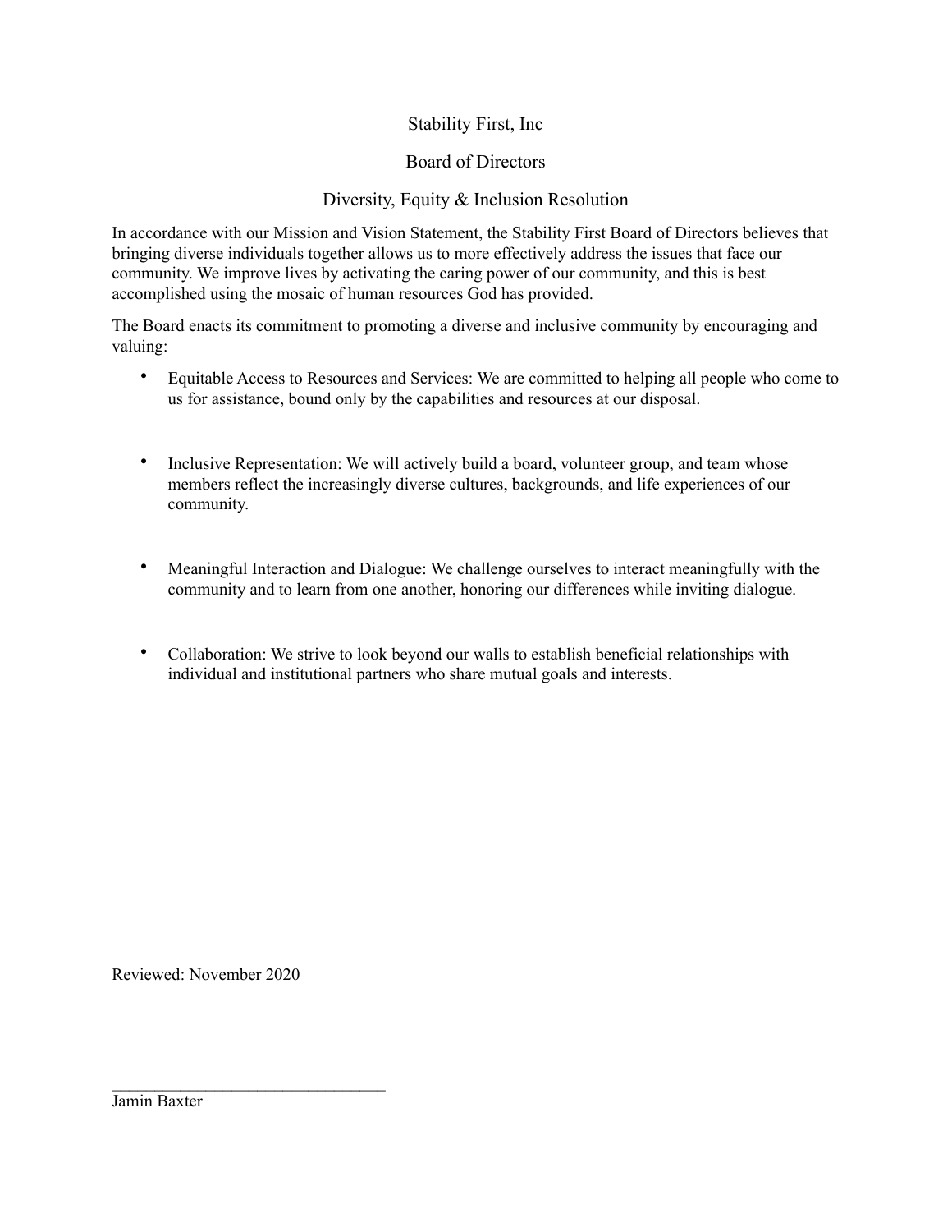# Stability First, Inc

## Board of Directors

## Diversity, Equity & Inclusion Resolution

In accordance with our Mission and Vision Statement, the Stability First Board of Directors believes that bringing diverse individuals together allows us to more effectively address the issues that face our community. We improve lives by activating the caring power of our community, and this is best accomplished using the mosaic of human resources God has provided.

The Board enacts its commitment to promoting a diverse and inclusive community by encouraging and valuing:

- Equitable Access to Resources and Services: We are committed to helping all people who come to us for assistance, bound only by the capabilities and resources at our disposal.

- Inclusive Representation: We will actively build a board, volunteer group, and team whose members reflect the increasingly diverse cultures, backgrounds, and life experiences of our community.

- Meaningful Interaction and Dialogue: We challenge ourselves to interact meaningfully with the community and to learn from one another, honoring our differences while inviting dialogue.

- Collaboration: We strive to look beyond our walls to establish beneficial relationships with individual and institutional partners who share mutual goals and interests.

Reviewed: November 2020

_______________________________

Jamin Baxter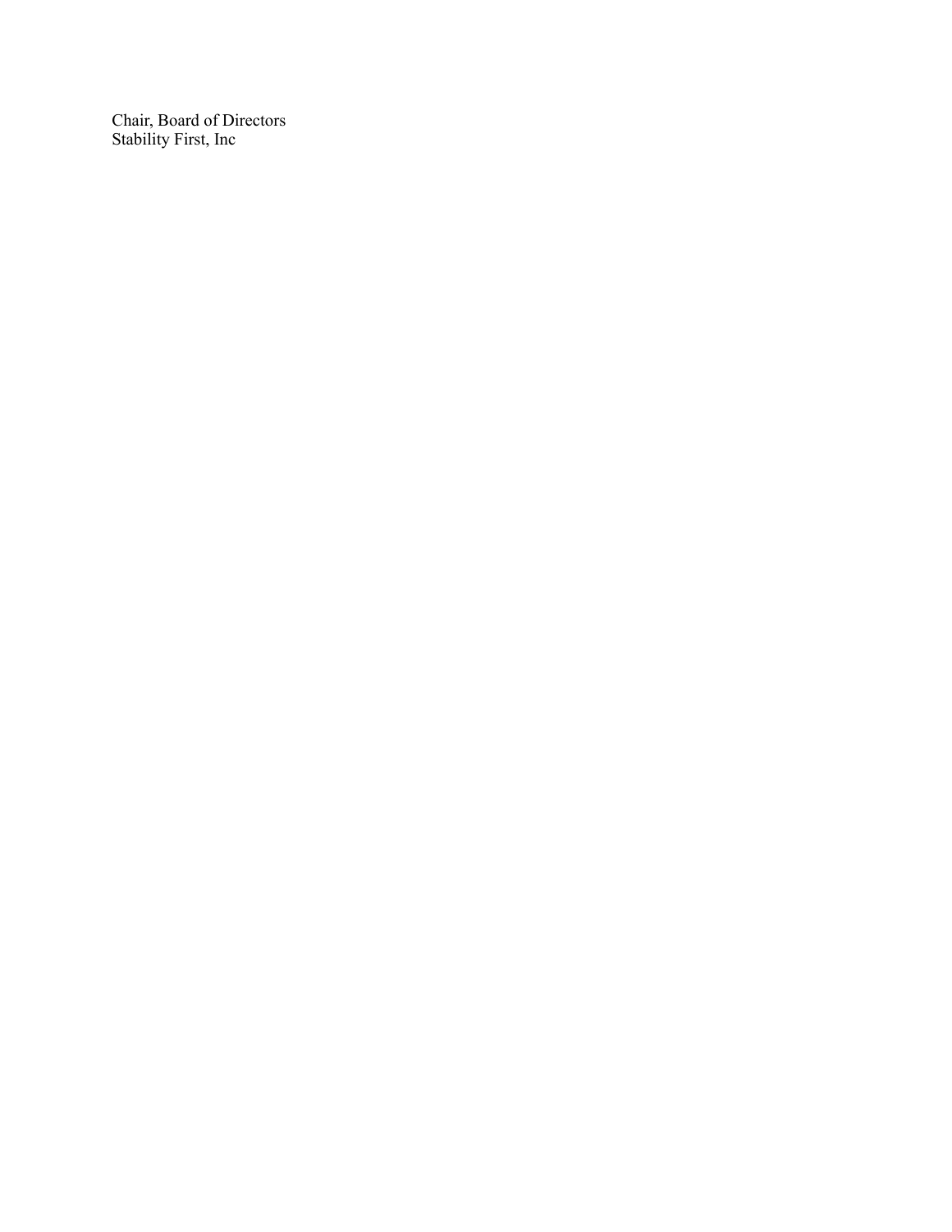Chair, Board of Directors
Stability First, Inc